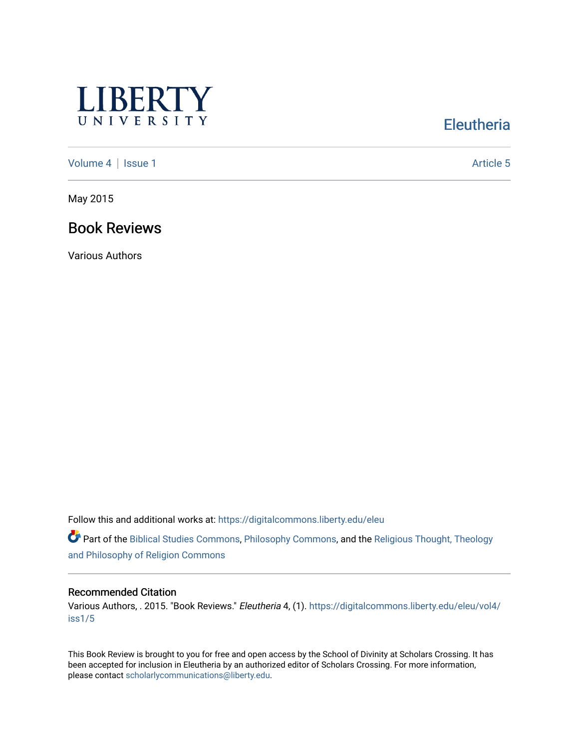LIBERTY UNIVERSITY

Eleutheria

Volume 4 | Issue 1 Article 5

May 2015

# Book Reviews

Various Authors

Follow this and additional works at: https://digitalcommons.liberty.edu/eleu

Part of the Biblical Studies Commons, Philosophy Commons, and the Religious Thought, Theology and Philosophy of Religion Commons

## Recommended Citation

Various Authors, . 2015. "Book Reviews." *Eleutheria* 4, (1). https://digitalcommons.liberty.edu/eleu/vol4/iss1/5

This Book Review is brought to you for free and open access by the School of Divinity at Scholars Crossing. It has been accepted for inclusion in Eleutheria by an authorized editor of Scholars Crossing. For more information, please contact scholarlycommunications@liberty.edu.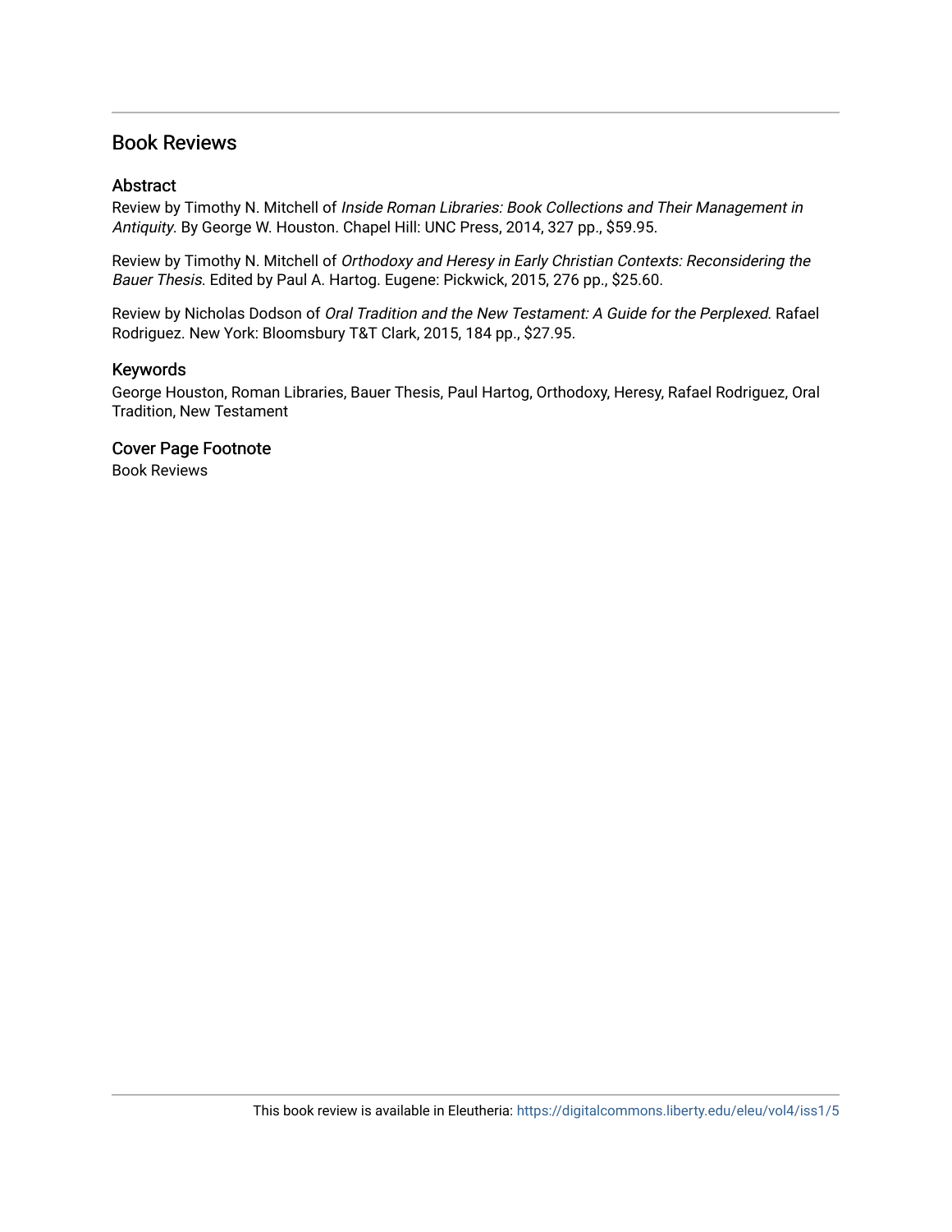## Book Reviews

### Abstract

Review by Timothy N. Mitchell of *Inside Roman Libraries: Book Collections and Their Management in Antiquity*. By George W. Houston. Chapel Hill: UNC Press, 2014, 327 pp., $59.95.

Review by Timothy N. Mitchell of *Orthodoxy and Heresy in Early Christian Contexts: Reconsidering the Bauer Thesis*. Edited by Paul A. Hartog. Eugene: Pickwick, 2015, 276 pp., $25.60.

Review by Nicholas Dodson of *Oral Tradition and the New Testament: A Guide for the Perplexed*. Rafael Rodriguez. New York: Bloomsbury T&T Clark, 2015, 184 pp., $27.95.

### Keywords

George Houston, Roman Libraries, Bauer Thesis, Paul Hartog, Orthodoxy, Heresy, Rafael Rodriguez, Oral Tradition, New Testament

### Cover Page Footnote

Book Reviews

This book review is available in Eleutheria: https://digitalcommons.liberty.edu/eleu/vol4/iss1/5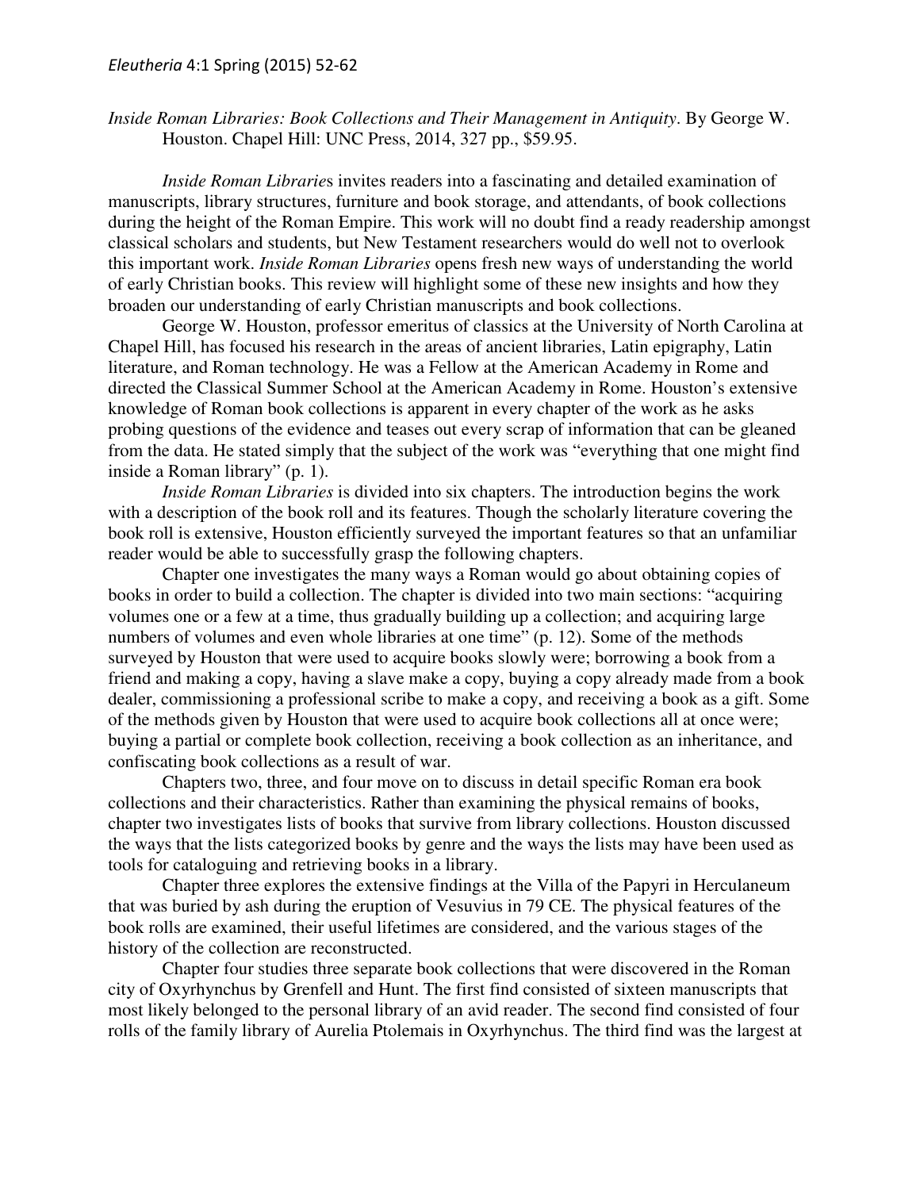*Inside Roman Libraries: Book Collections and Their Management in Antiquity*. By George W. Houston. Chapel Hill: UNC Press, 2014, 327 pp., $59.95.

*Inside Roman Libraries* invites readers into a fascinating and detailed examination of manuscripts, library structures, furniture and book storage, and attendants, of book collections during the height of the Roman Empire. This work will no doubt find a ready readership amongst classical scholars and students, but New Testament researchers would do well not to overlook this important work. *Inside Roman Libraries* opens fresh new ways of understanding the world of early Christian books. This review will highlight some of these new insights and how they broaden our understanding of early Christian manuscripts and book collections.

George W. Houston, professor emeritus of classics at the University of North Carolina at Chapel Hill, has focused his research in the areas of ancient libraries, Latin epigraphy, Latin literature, and Roman technology. He was a Fellow at the American Academy in Rome and directed the Classical Summer School at the American Academy in Rome. Houston's extensive knowledge of Roman book collections is apparent in every chapter of the work as he asks probing questions of the evidence and teases out every scrap of information that can be gleaned from the data. He stated simply that the subject of the work was "everything that one might find inside a Roman library" (p. 1).

*Inside Roman Libraries* is divided into six chapters. The introduction begins the work with a description of the book roll and its features. Though the scholarly literature covering the book roll is extensive, Houston efficiently surveyed the important features so that an unfamiliar reader would be able to successfully grasp the following chapters.

Chapter one investigates the many ways a Roman would go about obtaining copies of books in order to build a collection. The chapter is divided into two main sections: "acquiring volumes one or a few at a time, thus gradually building up a collection; and acquiring large numbers of volumes and even whole libraries at one time" (p. 12). Some of the methods surveyed by Houston that were used to acquire books slowly were; borrowing a book from a friend and making a copy, having a slave make a copy, buying a copy already made from a book dealer, commissioning a professional scribe to make a copy, and receiving a book as a gift. Some of the methods given by Houston that were used to acquire book collections all at once were; buying a partial or complete book collection, receiving a book collection as an inheritance, and confiscating book collections as a result of war.

Chapters two, three, and four move on to discuss in detail specific Roman era book collections and their characteristics. Rather than examining the physical remains of books, chapter two investigates lists of books that survive from library collections. Houston discussed the ways that the lists categorized books by genre and the ways the lists may have been used as tools for cataloguing and retrieving books in a library.

Chapter three explores the extensive findings at the Villa of the Papyri in Herculaneum that was buried by ash during the eruption of Vesuvius in 79 CE. The physical features of the book rolls are examined, their useful lifetimes are considered, and the various stages of the history of the collection are reconstructed.

Chapter four studies three separate book collections that were discovered in the Roman city of Oxyrhynchus by Grenfell and Hunt. The first find consisted of sixteen manuscripts that most likely belonged to the personal library of an avid reader. The second find consisted of four rolls of the family library of Aurelia Ptolemais in Oxyrhynchus. The third find was the largest at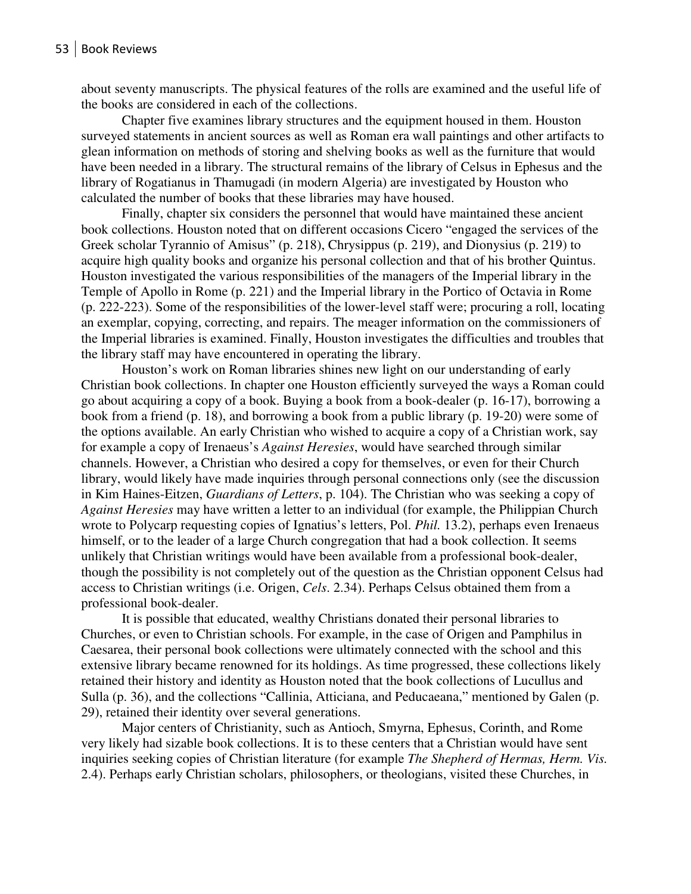about seventy manuscripts. The physical features of the rolls are examined and the useful life of the books are considered in each of the collections.

Chapter five examines library structures and the equipment housed in them. Houston surveyed statements in ancient sources as well as Roman era wall paintings and other artifacts to glean information on methods of storing and shelving books as well as the furniture that would have been needed in a library. The structural remains of the library of Celsus in Ephesus and the library of Rogatianus in Thamugadi (in modern Algeria) are investigated by Houston who calculated the number of books that these libraries may have housed.

Finally, chapter six considers the personnel that would have maintained these ancient book collections. Houston noted that on different occasions Cicero "engaged the services of the Greek scholar Tyrannio of Amisus" (p. 218), Chrysippus (p. 219), and Dionysius (p. 219) to acquire high quality books and organize his personal collection and that of his brother Quintus. Houston investigated the various responsibilities of the managers of the Imperial library in the Temple of Apollo in Rome (p. 221) and the Imperial library in the Portico of Octavia in Rome (p. 222-223). Some of the responsibilities of the lower-level staff were; procuring a roll, locating an exemplar, copying, correcting, and repairs. The meager information on the commissioners of the Imperial libraries is examined. Finally, Houston investigates the difficulties and troubles that the library staff may have encountered in operating the library.

Houston's work on Roman libraries shines new light on our understanding of early Christian book collections. In chapter one Houston efficiently surveyed the ways a Roman could go about acquiring a copy of a book. Buying a book from a book-dealer (p. 16-17), borrowing a book from a friend (p. 18), and borrowing a book from a public library (p. 19-20) were some of the options available. An early Christian who wished to acquire a copy of a Christian work, say for example a copy of Irenaeus's *Against Heresies*, would have searched through similar channels. However, a Christian who desired a copy for themselves, or even for their Church library, would likely have made inquiries through personal connections only (see the discussion in Kim Haines-Eitzen, *Guardians of Letters*, p. 104). The Christian who was seeking a copy of *Against Heresies* may have written a letter to an individual (for example, the Philippian Church wrote to Polycarp requesting copies of Ignatius's letters, Pol. *Phil.* 13.2), perhaps even Irenaeus himself, or to the leader of a large Church congregation that had a book collection. It seems unlikely that Christian writings would have been available from a professional book-dealer, though the possibility is not completely out of the question as the Christian opponent Celsus had access to Christian writings (i.e. Origen, *Cels.* 2.34). Perhaps Celsus obtained them from a professional book-dealer.

It is possible that educated, wealthy Christians donated their personal libraries to Churches, or even to Christian schools. For example, in the case of Origen and Pamphilus in Caesarea, their personal book collections were ultimately connected with the school and this extensive library became renowned for its holdings. As time progressed, these collections likely retained their history and identity as Houston noted that the book collections of Lucullus and Sulla (p. 36), and the collections "Callinia, Atticiana, and Peducaeana," mentioned by Galen (p. 29), retained their identity over several generations.

Major centers of Christianity, such as Antioch, Smyrna, Ephesus, Corinth, and Rome very likely had sizable book collections. It is to these centers that a Christian would have sent inquiries seeking copies of Christian literature (for example *The Shepherd of Hermas, Herm. Vis.* 2.4). Perhaps early Christian scholars, philosophers, or theologians, visited these Churches, in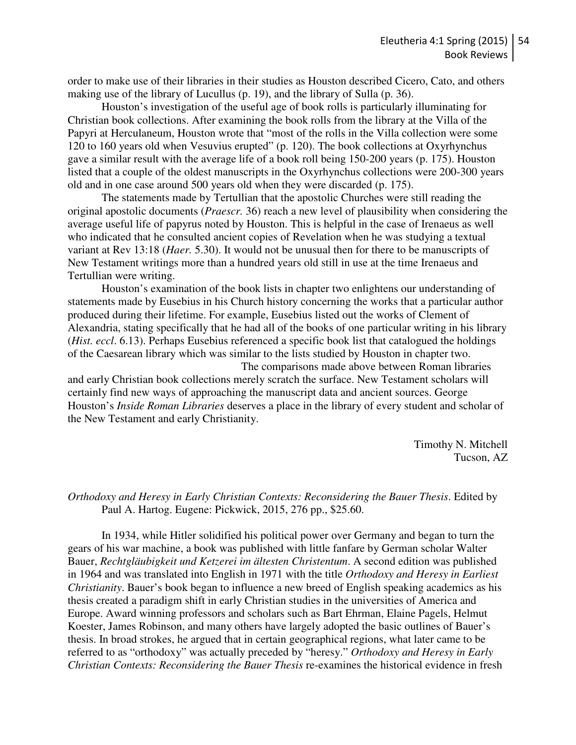order to make use of their libraries in their studies as Houston described Cicero, Cato, and others making use of the library of Lucullus (p. 19), and the library of Sulla (p. 36).

Houston's investigation of the useful age of book rolls is particularly illuminating for Christian book collections. After examining the book rolls from the library at the Villa of the Papyri at Herculaneum, Houston wrote that "most of the rolls in the Villa collection were some 120 to 160 years old when Vesuvius erupted" (p. 120). The book collections at Oxyrhynchus gave a similar result with the average life of a book roll being 150-200 years (p. 175). Houston listed that a couple of the oldest manuscripts in the Oxyrhynchus collections were 200-300 years old and in one case around 500 years old when they were discarded (p. 175).

The statements made by Tertullian that the apostolic Churches were still reading the original apostolic documents (*Praescr.* 36) reach a new level of plausibility when considering the average useful life of papyrus noted by Houston. This is helpful in the case of Irenaeus as well who indicated that he consulted ancient copies of Revelation when he was studying a textual variant at Rev 13:18 (*Haer.* 5.30). It would not be unusual then for there to be manuscripts of New Testament writings more than a hundred years old still in use at the time Irenaeus and Tertullian were writing.

Houston's examination of the book lists in chapter two enlightens our understanding of statements made by Eusebius in his Church history concerning the works that a particular author produced during their lifetime. For example, Eusebius listed out the works of Clement of Alexandria, stating specifically that he had all of the books of one particular writing in his library (*Hist. eccl*. 6.13). Perhaps Eusebius referenced a specific book list that catalogued the holdings of the Caesarean library which was similar to the lists studied by Houston in chapter two.

The comparisons made above between Roman libraries and early Christian book collections merely scratch the surface. New Testament scholars will certainly find new ways of approaching the manuscript data and ancient sources. George Houston's *Inside Roman Libraries* deserves a place in the library of every student and scholar of the New Testament and early Christianity.

Timothy N. Mitchell  
Tucson, AZ

*Orthodoxy and Heresy in Early Christian Contexts: Reconsidering the Bauer Thesis*. Edited by Paul A. Hartog. Eugene: Pickwick, 2015, 276 pp., $25.60.

In 1934, while Hitler solidified his political power over Germany and began to turn the gears of his war machine, a book was published with little fanfare by German scholar Walter Bauer, *Rechtgläubigkeit und Ketzerei im ältesten Christentum*. A second edition was published in 1964 and was translated into English in 1971 with the title *Orthodoxy and Heresy in Earliest Christianity*. Bauer's book began to influence a new breed of English speaking academics as his thesis created a paradigm shift in early Christian studies in the universities of America and Europe. Award winning professors and scholars such as Bart Ehrman, Elaine Pagels, Helmut Koester, James Robinson, and many others have largely adopted the basic outlines of Bauer's thesis. In broad strokes, he argued that in certain geographical regions, what later came to be referred to as "orthodoxy" was actually preceded by "heresy." *Orthodoxy and Heresy in Early Christian Contexts: Reconsidering the Bauer Thesis* re-examines the historical evidence in fresh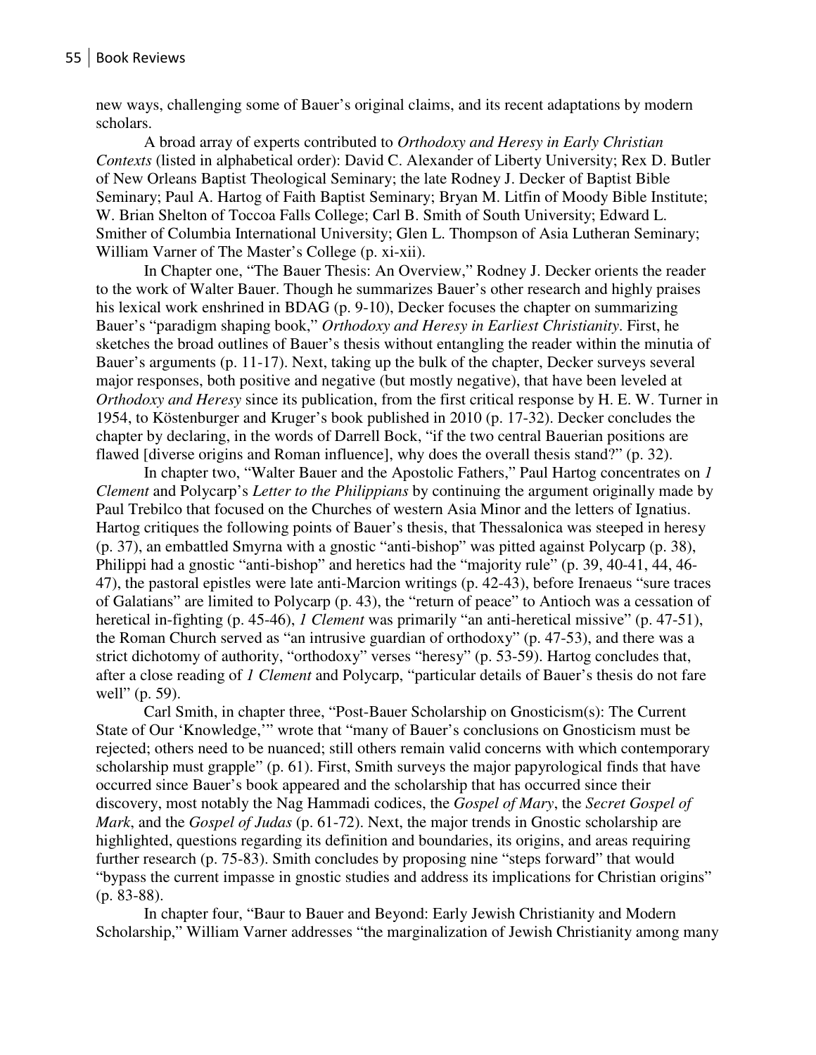new ways, challenging some of Bauer's original claims, and its recent adaptations by modern scholars.

A broad array of experts contributed to *Orthodoxy and Heresy in Early Christian Contexts* (listed in alphabetical order): David C. Alexander of Liberty University; Rex D. Butler of New Orleans Baptist Theological Seminary; the late Rodney J. Decker of Baptist Bible Seminary; Paul A. Hartog of Faith Baptist Seminary; Bryan M. Litfin of Moody Bible Institute; W. Brian Shelton of Toccoa Falls College; Carl B. Smith of South University; Edward L. Smither of Columbia International University; Glen L. Thompson of Asia Lutheran Seminary; William Varner of The Master's College (p. xi-xii).

In Chapter one, "The Bauer Thesis: An Overview," Rodney J. Decker orients the reader to the work of Walter Bauer. Though he summarizes Bauer's other research and highly praises his lexical work enshrined in BDAG (p. 9-10), Decker focuses the chapter on summarizing Bauer's "paradigm shaping book," *Orthodoxy and Heresy in Earliest Christianity*. First, he sketches the broad outlines of Bauer's thesis without entangling the reader within the minutia of Bauer's arguments (p. 11-17). Next, taking up the bulk of the chapter, Decker surveys several major responses, both positive and negative (but mostly negative), that have been leveled at *Orthodoxy and Heresy* since its publication, from the first critical response by H. E. W. Turner in 1954, to Köstenburger and Kruger's book published in 2010 (p. 17-32). Decker concludes the chapter by declaring, in the words of Darrell Bock, "if the two central Bauerian positions are flawed [diverse origins and Roman influence], why does the overall thesis stand?" (p. 32).

In chapter two, "Walter Bauer and the Apostolic Fathers," Paul Hartog concentrates on *1 Clement* and Polycarp's *Letter to the Philippians* by continuing the argument originally made by Paul Trebilco that focused on the Churches of western Asia Minor and the letters of Ignatius. Hartog critiques the following points of Bauer's thesis, that Thessalonica was steeped in heresy (p. 37), an embattled Smyrna with a gnostic "anti-bishop" was pitted against Polycarp (p. 38), Philippi had a gnostic "anti-bishop" and heretics had the "majority rule" (p. 39, 40-41, 44, 46-47), the pastoral epistles were late anti-Marcion writings (p. 42-43), before Irenaeus "sure traces of Galatians" are limited to Polycarp (p. 43), the "return of peace" to Antioch was a cessation of heretical in-fighting (p. 45-46), *1 Clement* was primarily "an anti-heretical missive" (p. 47-51), the Roman Church served as "an intrusive guardian of orthodoxy" (p. 47-53), and there was a strict dichotomy of authority, "orthodoxy" verses "heresy" (p. 53-59). Hartog concludes that, after a close reading of *1 Clement* and Polycarp, "particular details of Bauer's thesis do not fare well" (p. 59).

Carl Smith, in chapter three, "Post-Bauer Scholarship on Gnosticism(s): The Current State of Our 'Knowledge,'" wrote that "many of Bauer's conclusions on Gnosticism must be rejected; others need to be nuanced; still others remain valid concerns with which contemporary scholarship must grapple" (p. 61). First, Smith surveys the major papyrological finds that have occurred since Bauer's book appeared and the scholarship that has occurred since their discovery, most notably the Nag Hammadi codices, the *Gospel of Mary*, the *Secret Gospel of Mark*, and the *Gospel of Judas* (p. 61-72). Next, the major trends in Gnostic scholarship are highlighted, questions regarding its definition and boundaries, its origins, and areas requiring further research (p. 75-83). Smith concludes by proposing nine "steps forward" that would "bypass the current impasse in gnostic studies and address its implications for Christian origins" (p. 83-88).

In chapter four, "Baur to Bauer and Beyond: Early Jewish Christianity and Modern Scholarship," William Varner addresses "the marginalization of Jewish Christianity among many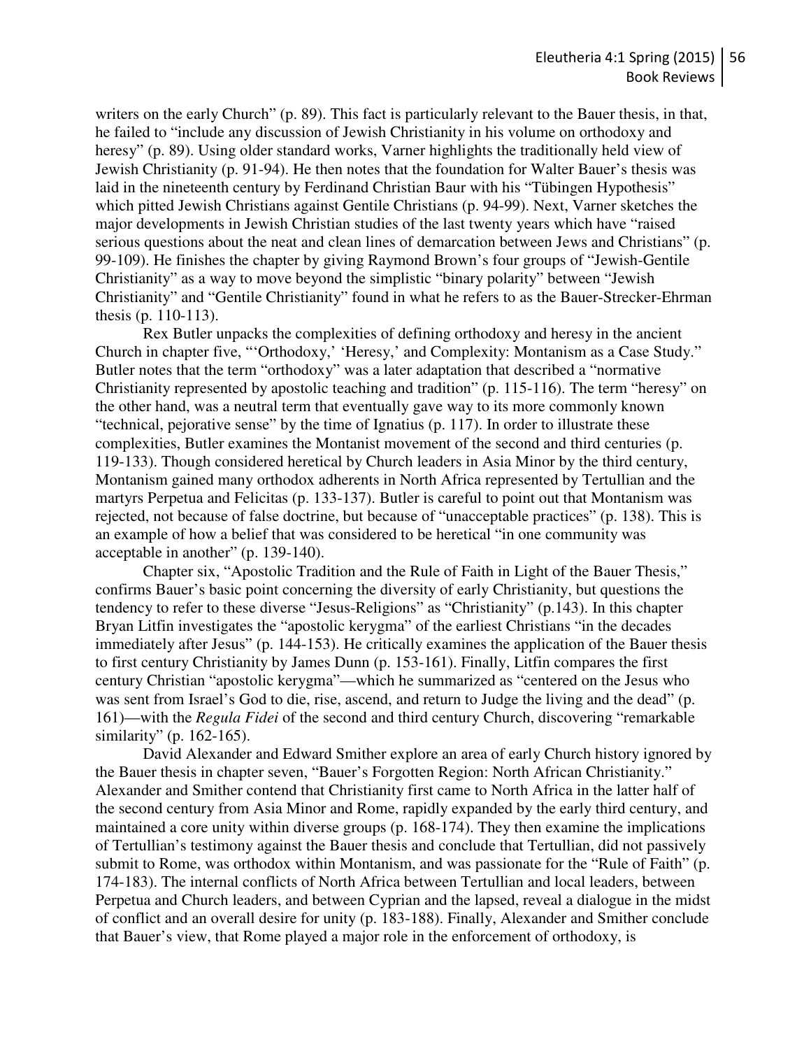writers on the early Church" (p. 89). This fact is particularly relevant to the Bauer thesis, in that, he failed to "include any discussion of Jewish Christianity in his volume on orthodoxy and heresy" (p. 89). Using older standard works, Varner highlights the traditionally held view of Jewish Christianity (p. 91-94). He then notes that the foundation for Walter Bauer's thesis was laid in the nineteenth century by Ferdinand Christian Baur with his "Tübingen Hypothesis" which pitted Jewish Christians against Gentile Christians (p. 94-99). Next, Varner sketches the major developments in Jewish Christian studies of the last twenty years which have "raised serious questions about the neat and clean lines of demarcation between Jews and Christians" (p. 99-109). He finishes the chapter by giving Raymond Brown's four groups of "Jewish-Gentile Christianity" as a way to move beyond the simplistic "binary polarity" between "Jewish Christianity" and "Gentile Christianity" found in what he refers to as the Bauer-Strecker-Ehrman thesis (p. 110-113).

Rex Butler unpacks the complexities of defining orthodoxy and heresy in the ancient Church in chapter five, "'Orthodoxy,' 'Heresy,' and Complexity: Montanism as a Case Study." Butler notes that the term "orthodoxy" was a later adaptation that described a "normative Christianity represented by apostolic teaching and tradition" (p. 115-116). The term "heresy" on the other hand, was a neutral term that eventually gave way to its more commonly known "technical, pejorative sense" by the time of Ignatius (p. 117). In order to illustrate these complexities, Butler examines the Montanist movement of the second and third centuries (p. 119-133). Though considered heretical by Church leaders in Asia Minor by the third century, Montanism gained many orthodox adherents in North Africa represented by Tertullian and the martyrs Perpetua and Felicitas (p. 133-137). Butler is careful to point out that Montanism was rejected, not because of false doctrine, but because of "unacceptable practices" (p. 138). This is an example of how a belief that was considered to be heretical "in one community was acceptable in another" (p. 139-140).

Chapter six, "Apostolic Tradition and the Rule of Faith in Light of the Bauer Thesis," confirms Bauer's basic point concerning the diversity of early Christianity, but questions the tendency to refer to these diverse "Jesus-Religions" as "Christianity" (p.143). In this chapter Bryan Litfin investigates the "apostolic kerygma" of the earliest Christians "in the decades immediately after Jesus" (p. 144-153). He critically examines the application of the Bauer thesis to first century Christianity by James Dunn (p. 153-161). Finally, Litfin compares the first century Christian "apostolic kerygma"—which he summarized as "centered on the Jesus who was sent from Israel's God to die, rise, ascend, and return to Judge the living and the dead" (p. 161)—with the *Regula Fidei* of the second and third century Church, discovering "remarkable similarity" (p. 162-165).

David Alexander and Edward Smither explore an area of early Church history ignored by the Bauer thesis in chapter seven, "Bauer's Forgotten Region: North African Christianity." Alexander and Smither contend that Christianity first came to North Africa in the latter half of the second century from Asia Minor and Rome, rapidly expanded by the early third century, and maintained a core unity within diverse groups (p. 168-174). They then examine the implications of Tertullian's testimony against the Bauer thesis and conclude that Tertullian, did not passively submit to Rome, was orthodox within Montanism, and was passionate for the "Rule of Faith" (p. 174-183). The internal conflicts of North Africa between Tertullian and local leaders, between Perpetua and Church leaders, and between Cyprian and the lapsed, reveal a dialogue in the midst of conflict and an overall desire for unity (p. 183-188). Finally, Alexander and Smither conclude that Bauer's view, that Rome played a major role in the enforcement of orthodoxy, is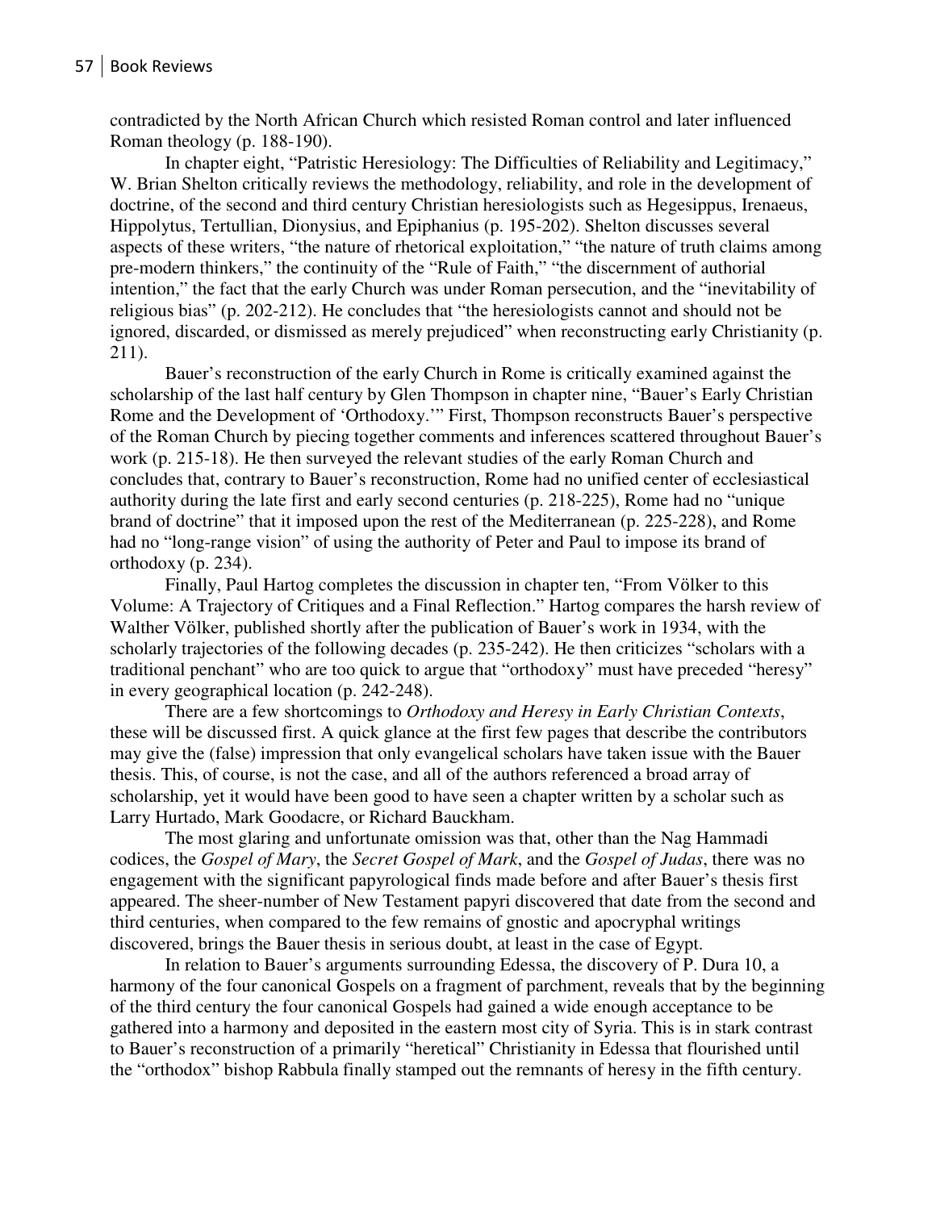contradicted by the North African Church which resisted Roman control and later influenced Roman theology (p. 188-190).

In chapter eight, "Patristic Heresiology: The Difficulties of Reliability and Legitimacy," W. Brian Shelton critically reviews the methodology, reliability, and role in the development of doctrine, of the second and third century Christian heresiologists such as Hegesippus, Irenaeus, Hippolytus, Tertullian, Dionysius, and Epiphanius (p. 195-202). Shelton discusses several aspects of these writers, "the nature of rhetorical exploitation," "the nature of truth claims among pre-modern thinkers," the continuity of the "Rule of Faith," "the discernment of authorial intention," the fact that the early Church was under Roman persecution, and the "inevitability of religious bias" (p. 202-212). He concludes that "the heresiologists cannot and should not be ignored, discarded, or dismissed as merely prejudiced" when reconstructing early Christianity (p. 211).

Bauer's reconstruction of the early Church in Rome is critically examined against the scholarship of the last half century by Glen Thompson in chapter nine, "Bauer's Early Christian Rome and the Development of 'Orthodoxy.'" First, Thompson reconstructs Bauer's perspective of the Roman Church by piecing together comments and inferences scattered throughout Bauer's work (p. 215-18). He then surveyed the relevant studies of the early Roman Church and concludes that, contrary to Bauer's reconstruction, Rome had no unified center of ecclesiastical authority during the late first and early second centuries (p. 218-225), Rome had no "unique brand of doctrine" that it imposed upon the rest of the Mediterranean (p. 225-228), and Rome had no "long-range vision" of using the authority of Peter and Paul to impose its brand of orthodoxy (p. 234).

Finally, Paul Hartog completes the discussion in chapter ten, "From Völker to this Volume: A Trajectory of Critiques and a Final Reflection." Hartog compares the harsh review of Walther Völker, published shortly after the publication of Bauer's work in 1934, with the scholarly trajectories of the following decades (p. 235-242). He then criticizes "scholars with a traditional penchant" who are too quick to argue that "orthodoxy" must have preceded "heresy" in every geographical location (p. 242-248).

There are a few shortcomings to *Orthodoxy and Heresy in Early Christian Contexts*, these will be discussed first. A quick glance at the first few pages that describe the contributors may give the (false) impression that only evangelical scholars have taken issue with the Bauer thesis. This, of course, is not the case, and all of the authors referenced a broad array of scholarship, yet it would have been good to have seen a chapter written by a scholar such as Larry Hurtado, Mark Goodacre, or Richard Bauckham.

The most glaring and unfortunate omission was that, other than the Nag Hammadi codices, the *Gospel of Mary*, the *Secret Gospel of Mark*, and the *Gospel of Judas*, there was no engagement with the significant papyrological finds made before and after Bauer's thesis first appeared. The sheer-number of New Testament papyri discovered that date from the second and third centuries, when compared to the few remains of gnostic and apocryphal writings discovered, brings the Bauer thesis in serious doubt, at least in the case of Egypt.

In relation to Bauer's arguments surrounding Edessa, the discovery of P. Dura 10, a harmony of the four canonical Gospels on a fragment of parchment, reveals that by the beginning of the third century the four canonical Gospels had gained a wide enough acceptance to be gathered into a harmony and deposited in the eastern most city of Syria. This is in stark contrast to Bauer's reconstruction of a primarily "heretical" Christianity in Edessa that flourished until the "orthodox" bishop Rabbula finally stamped out the remnants of heresy in the fifth century.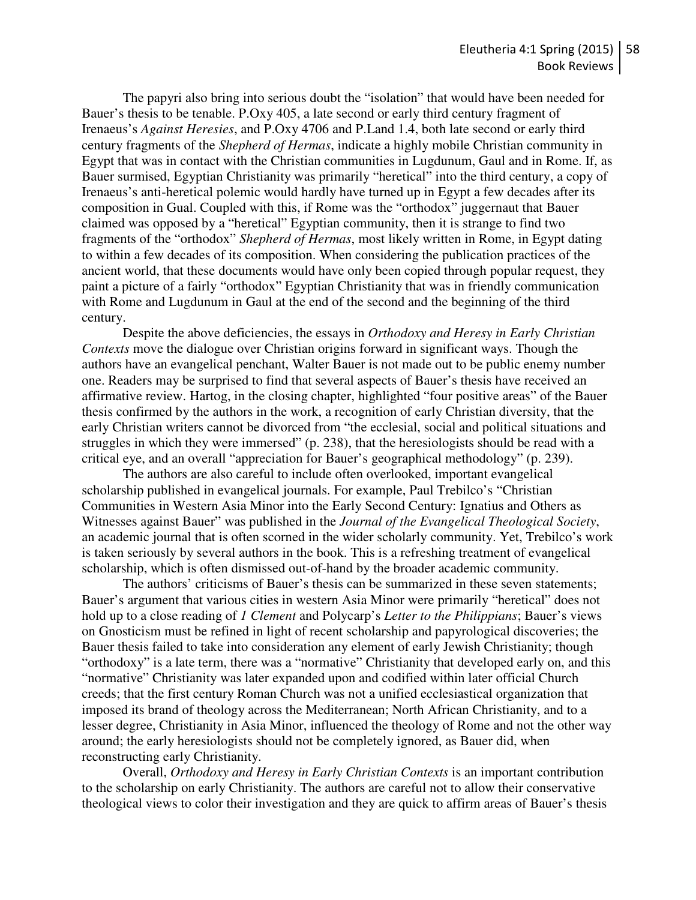The papyri also bring into serious doubt the "isolation" that would have been needed for Bauer's thesis to be tenable. P.Oxy 405, a late second or early third century fragment of Irenaeus's *Against Heresies*, and P.Oxy 4706 and P.Land 1.4, both late second or early third century fragments of the *Shepherd of Hermas*, indicate a highly mobile Christian community in Egypt that was in contact with the Christian communities in Lugdunum, Gaul and in Rome. If, as Bauer surmised, Egyptian Christianity was primarily "heretical" into the third century, a copy of Irenaeus's anti-heretical polemic would hardly have turned up in Egypt a few decades after its composition in Gual. Coupled with this, if Rome was the "orthodox" juggernaut that Bauer claimed was opposed by a "heretical" Egyptian community, then it is strange to find two fragments of the "orthodox" *Shepherd of Hermas*, most likely written in Rome, in Egypt dating to within a few decades of its composition. When considering the publication practices of the ancient world, that these documents would have only been copied through popular request, they paint a picture of a fairly "orthodox" Egyptian Christianity that was in friendly communication with Rome and Lugdunum in Gaul at the end of the second and the beginning of the third century.

Despite the above deficiencies, the essays in *Orthodoxy and Heresy in Early Christian Contexts* move the dialogue over Christian origins forward in significant ways. Though the authors have an evangelical penchant, Walter Bauer is not made out to be public enemy number one. Readers may be surprised to find that several aspects of Bauer's thesis have received an affirmative review. Hartog, in the closing chapter, highlighted "four positive areas" of the Bauer thesis confirmed by the authors in the work, a recognition of early Christian diversity, that the early Christian writers cannot be divorced from "the ecclesial, social and political situations and struggles in which they were immersed" (p. 238), that the heresiologists should be read with a critical eye, and an overall "appreciation for Bauer's geographical methodology" (p. 239).

The authors are also careful to include often overlooked, important evangelical scholarship published in evangelical journals. For example, Paul Trebilco's "Christian Communities in Western Asia Minor into the Early Second Century: Ignatius and Others as Witnesses against Bauer" was published in the *Journal of the Evangelical Theological Society*, an academic journal that is often scorned in the wider scholarly community. Yet, Trebilco's work is taken seriously by several authors in the book. This is a refreshing treatment of evangelical scholarship, which is often dismissed out-of-hand by the broader academic community.

The authors' criticisms of Bauer's thesis can be summarized in these seven statements; Bauer's argument that various cities in western Asia Minor were primarily "heretical" does not hold up to a close reading of *1 Clement* and Polycarp's *Letter to the Philippians*; Bauer's views on Gnosticism must be refined in light of recent scholarship and papyrological discoveries; the Bauer thesis failed to take into consideration any element of early Jewish Christianity; though "orthodoxy" is a late term, there was a "normative" Christianity that developed early on, and this "normative" Christianity was later expanded upon and codified within later official Church creeds; that the first century Roman Church was not a unified ecclesiastical organization that imposed its brand of theology across the Mediterranean; North African Christianity, and to a lesser degree, Christianity in Asia Minor, influenced the theology of Rome and not the other way around; the early heresiologists should not be completely ignored, as Bauer did, when reconstructing early Christianity.

Overall, *Orthodoxy and Heresy in Early Christian Contexts* is an important contribution to the scholarship on early Christianity. The authors are careful not to allow their conservative theological views to color their investigation and they are quick to affirm areas of Bauer's thesis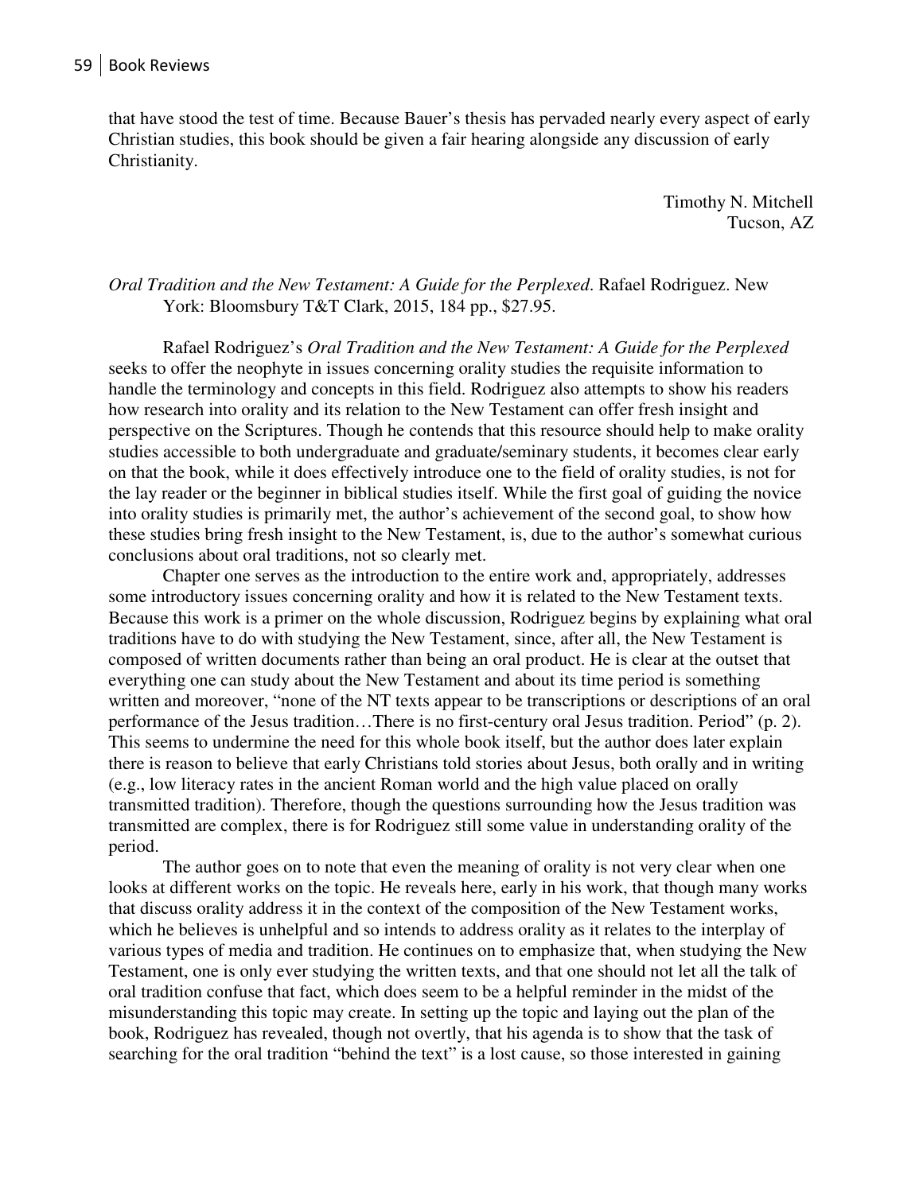that have stood the test of time. Because Bauer's thesis has pervaded nearly every aspect of early Christian studies, this book should be given a fair hearing alongside any discussion of early Christianity.

Timothy N. Mitchell
Tucson, AZ

*Oral Tradition and the New Testament: A Guide for the Perplexed*. Rafael Rodriguez. New York: Bloomsbury T&T Clark, 2015, 184 pp., $27.95.

Rafael Rodriguez's *Oral Tradition and the New Testament: A Guide for the Perplexed* seeks to offer the neophyte in issues concerning orality studies the requisite information to handle the terminology and concepts in this field. Rodriguez also attempts to show his readers how research into orality and its relation to the New Testament can offer fresh insight and perspective on the Scriptures. Though he contends that this resource should help to make orality studies accessible to both undergraduate and graduate/seminary students, it becomes clear early on that the book, while it does effectively introduce one to the field of orality studies, is not for the lay reader or the beginner in biblical studies itself. While the first goal of guiding the novice into orality studies is primarily met, the author's achievement of the second goal, to show how these studies bring fresh insight to the New Testament, is, due to the author's somewhat curious conclusions about oral traditions, not so clearly met.

Chapter one serves as the introduction to the entire work and, appropriately, addresses some introductory issues concerning orality and how it is related to the New Testament texts. Because this work is a primer on the whole discussion, Rodriguez begins by explaining what oral traditions have to do with studying the New Testament, since, after all, the New Testament is composed of written documents rather than being an oral product. He is clear at the outset that everything one can study about the New Testament and about its time period is something written and moreover, "none of the NT texts appear to be transcriptions or descriptions of an oral performance of the Jesus tradition…There is no first-century oral Jesus tradition. Period" (p. 2). This seems to undermine the need for this whole book itself, but the author does later explain there is reason to believe that early Christians told stories about Jesus, both orally and in writing (e.g., low literacy rates in the ancient Roman world and the high value placed on orally transmitted tradition). Therefore, though the questions surrounding how the Jesus tradition was transmitted are complex, there is for Rodriguez still some value in understanding orality of the period.

The author goes on to note that even the meaning of orality is not very clear when one looks at different works on the topic. He reveals here, early in his work, that though many works that discuss orality address it in the context of the composition of the New Testament works, which he believes is unhelpful and so intends to address orality as it relates to the interplay of various types of media and tradition. He continues on to emphasize that, when studying the New Testament, one is only ever studying the written texts, and that one should not let all the talk of oral tradition confuse that fact, which does seem to be a helpful reminder in the midst of the misunderstanding this topic may create. In setting up the topic and laying out the plan of the book, Rodriguez has revealed, though not overtly, that his agenda is to show that the task of searching for the oral tradition "behind the text" is a lost cause, so those interested in gaining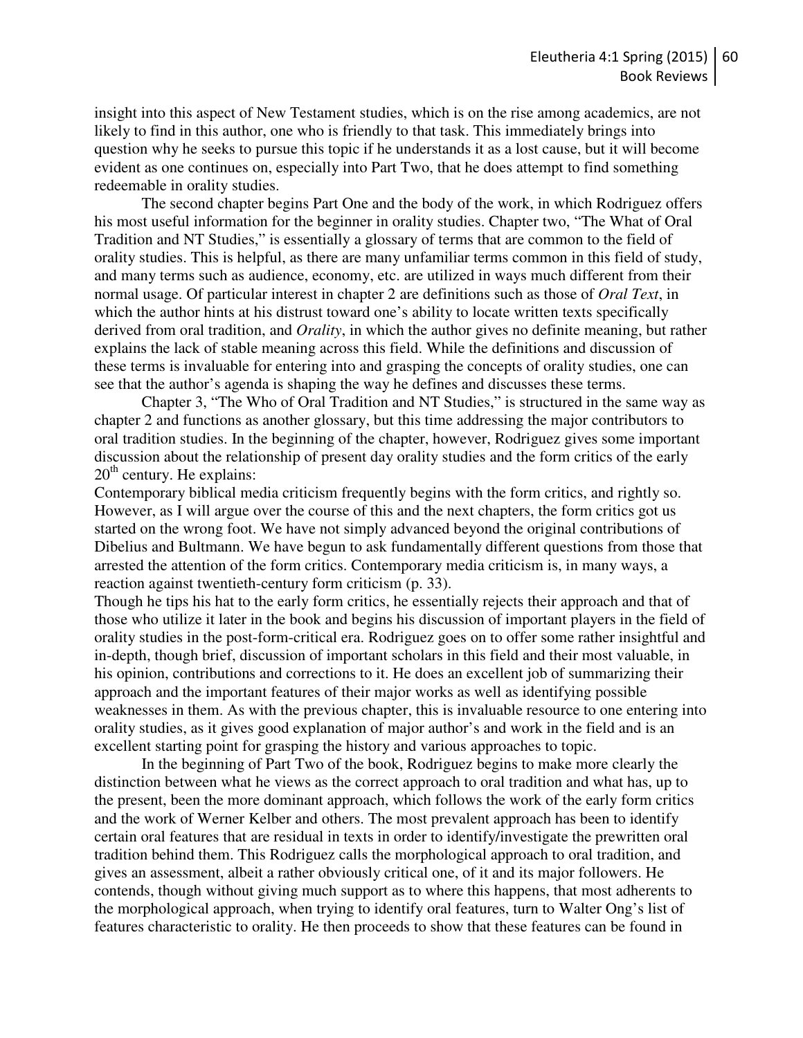insight into this aspect of New Testament studies, which is on the rise among academics, are not likely to find in this author, one who is friendly to that task. This immediately brings into question why he seeks to pursue this topic if he understands it as a lost cause, but it will become evident as one continues on, especially into Part Two, that he does attempt to find something redeemable in orality studies.

The second chapter begins Part One and the body of the work, in which Rodriguez offers his most useful information for the beginner in orality studies. Chapter two, "The What of Oral Tradition and NT Studies," is essentially a glossary of terms that are common to the field of orality studies. This is helpful, as there are many unfamiliar terms common in this field of study, and many terms such as audience, economy, etc. are utilized in ways much different from their normal usage. Of particular interest in chapter 2 are definitions such as those of *Oral Text*, in which the author hints at his distrust toward one's ability to locate written texts specifically derived from oral tradition, and *Orality*, in which the author gives no definite meaning, but rather explains the lack of stable meaning across this field. While the definitions and discussion of these terms is invaluable for entering into and grasping the concepts of orality studies, one can see that the author's agenda is shaping the way he defines and discusses these terms.

Chapter 3, "The Who of Oral Tradition and NT Studies," is structured in the same way as chapter 2 and functions as another glossary, but this time addressing the major contributors to oral tradition studies. In the beginning of the chapter, however, Rodriguez gives some important discussion about the relationship of present day orality studies and the form critics of the early 20th century. He explains:

Contemporary biblical media criticism frequently begins with the form critics, and rightly so. However, as I will argue over the course of this and the next chapters, the form critics got us started on the wrong foot. We have not simply advanced beyond the original contributions of Dibelius and Bultmann. We have begun to ask fundamentally different questions from those that arrested the attention of the form critics. Contemporary media criticism is, in many ways, a reaction against twentieth-century form criticism (p. 33).

Though he tips his hat to the early form critics, he essentially rejects their approach and that of those who utilize it later in the book and begins his discussion of important players in the field of orality studies in the post-form-critical era. Rodriguez goes on to offer some rather insightful and in-depth, though brief, discussion of important scholars in this field and their most valuable, in his opinion, contributions and corrections to it. He does an excellent job of summarizing their approach and the important features of their major works as well as identifying possible weaknesses in them. As with the previous chapter, this is invaluable resource to one entering into orality studies, as it gives good explanation of major author's and work in the field and is an excellent starting point for grasping the history and various approaches to topic.

In the beginning of Part Two of the book, Rodriguez begins to make more clearly the distinction between what he views as the correct approach to oral tradition and what has, up to the present, been the more dominant approach, which follows the work of the early form critics and the work of Werner Kelber and others. The most prevalent approach has been to identify certain oral features that are residual in texts in order to identify/investigate the prewritten oral tradition behind them. This Rodriguez calls the morphological approach to oral tradition, and gives an assessment, albeit a rather obviously critical one, of it and its major followers. He contends, though without giving much support as to where this happens, that most adherents to the morphological approach, when trying to identify oral features, turn to Walter Ong's list of features characteristic to orality. He then proceeds to show that these features can be found in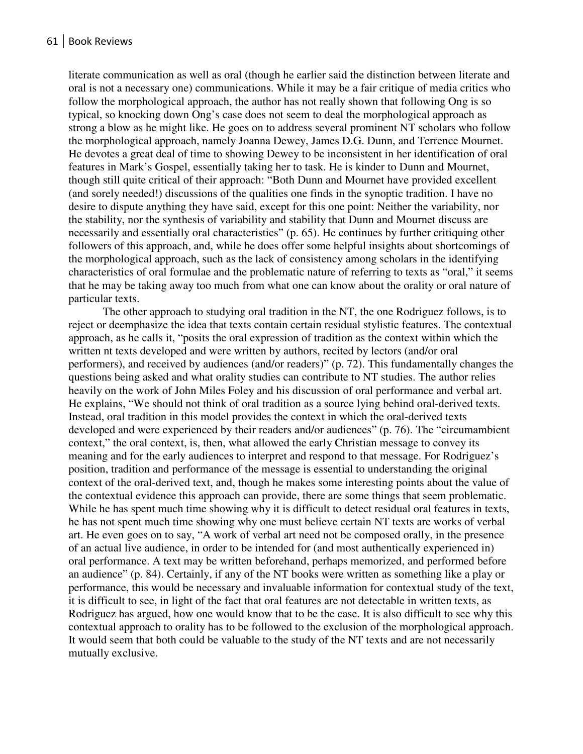literate communication as well as oral (though he earlier said the distinction between literate and oral is not a necessary one) communications. While it may be a fair critique of media critics who follow the morphological approach, the author has not really shown that following Ong is so typical, so knocking down Ong's case does not seem to deal the morphological approach as strong a blow as he might like. He goes on to address several prominent NT scholars who follow the morphological approach, namely Joanna Dewey, James D.G. Dunn, and Terrence Mournet. He devotes a great deal of time to showing Dewey to be inconsistent in her identification of oral features in Mark's Gospel, essentially taking her to task. He is kinder to Dunn and Mournet, though still quite critical of their approach: "Both Dunn and Mournet have provided excellent (and sorely needed!) discussions of the qualities one finds in the synoptic tradition. I have no desire to dispute anything they have said, except for this one point: Neither the variability, nor the stability, nor the synthesis of variability and stability that Dunn and Mournet discuss are necessarily and essentially oral characteristics" (p. 65). He continues by further critiquing other followers of this approach, and, while he does offer some helpful insights about shortcomings of the morphological approach, such as the lack of consistency among scholars in the identifying characteristics of oral formulae and the problematic nature of referring to texts as "oral," it seems that he may be taking away too much from what one can know about the orality or oral nature of particular texts.

The other approach to studying oral tradition in the NT, the one Rodriguez follows, is to reject or deemphasize the idea that texts contain certain residual stylistic features. The contextual approach, as he calls it, "posits the oral expression of tradition as the context within which the written nt texts developed and were written by authors, recited by lectors (and/or oral performers), and received by audiences (and/or readers)" (p. 72). This fundamentally changes the questions being asked and what orality studies can contribute to NT studies. The author relies heavily on the work of John Miles Foley and his discussion of oral performance and verbal art. He explains, "We should not think of oral tradition as a source lying behind oral-derived texts. Instead, oral tradition in this model provides the context in which the oral-derived texts developed and were experienced by their readers and/or audiences" (p. 76). The "circumambient context," the oral context, is, then, what allowed the early Christian message to convey its meaning and for the early audiences to interpret and respond to that message. For Rodriguez's position, tradition and performance of the message is essential to understanding the original context of the oral-derived text, and, though he makes some interesting points about the value of the contextual evidence this approach can provide, there are some things that seem problematic. While he has spent much time showing why it is difficult to detect residual oral features in texts, he has not spent much time showing why one must believe certain NT texts are works of verbal art. He even goes on to say, "A work of verbal art need not be composed orally, in the presence of an actual live audience, in order to be intended for (and most authentically experienced in) oral performance. A text may be written beforehand, perhaps memorized, and performed before an audience" (p. 84). Certainly, if any of the NT books were written as something like a play or performance, this would be necessary and invaluable information for contextual study of the text, it is difficult to see, in light of the fact that oral features are not detectable in written texts, as Rodriguez has argued, how one would know that to be the case. It is also difficult to see why this contextual approach to orality has to be followed to the exclusion of the morphological approach. It would seem that both could be valuable to the study of the NT texts and are not necessarily mutually exclusive.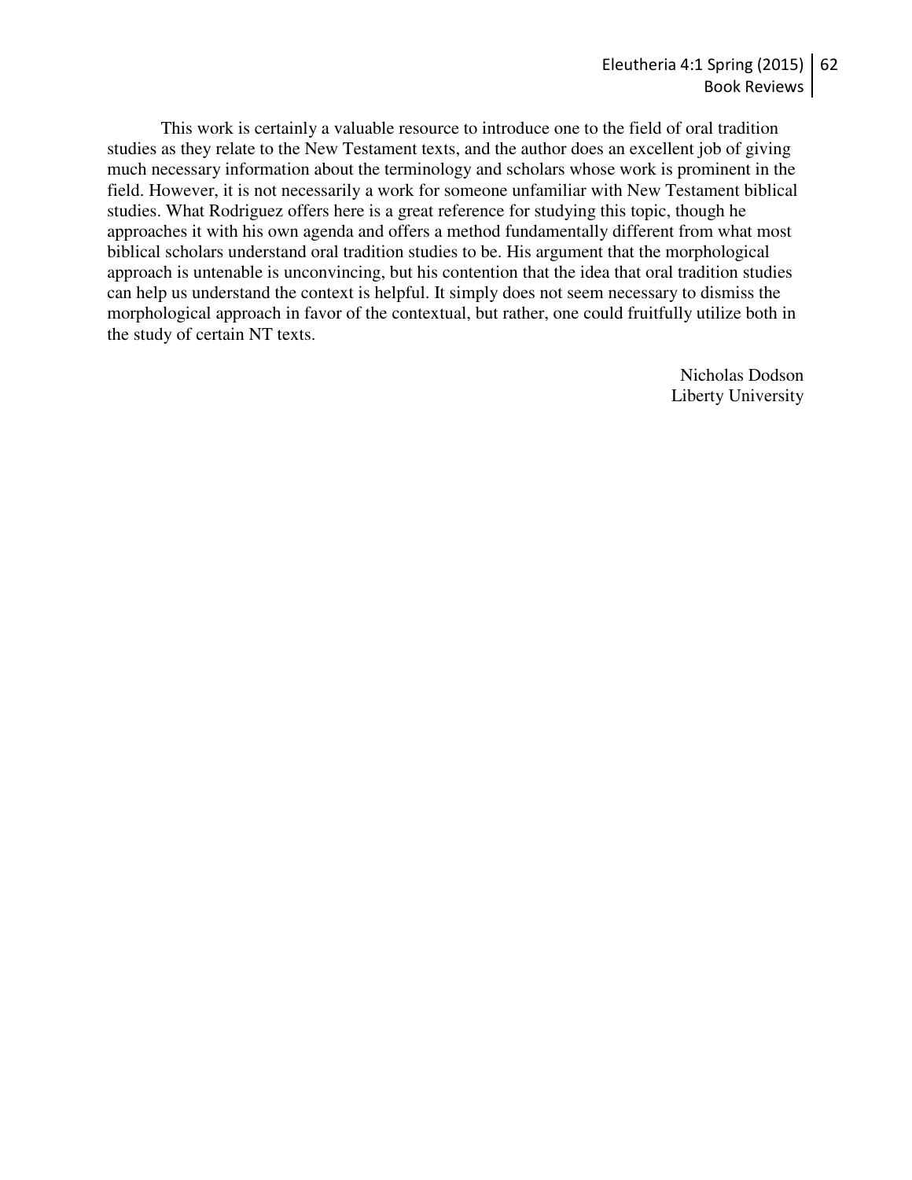This work is certainly a valuable resource to introduce one to the field of oral tradition studies as they relate to the New Testament texts, and the author does an excellent job of giving much necessary information about the terminology and scholars whose work is prominent in the field. However, it is not necessarily a work for someone unfamiliar with New Testament biblical studies. What Rodriguez offers here is a great reference for studying this topic, though he approaches it with his own agenda and offers a method fundamentally different from what most biblical scholars understand oral tradition studies to be. His argument that the morphological approach is untenable is unconvincing, but his contention that the idea that oral tradition studies can help us understand the context is helpful. It simply does not seem necessary to dismiss the morphological approach in favor of the contextual, but rather, one could fruitfully utilize both in the study of certain NT texts.

Nicholas Dodson
Liberty University